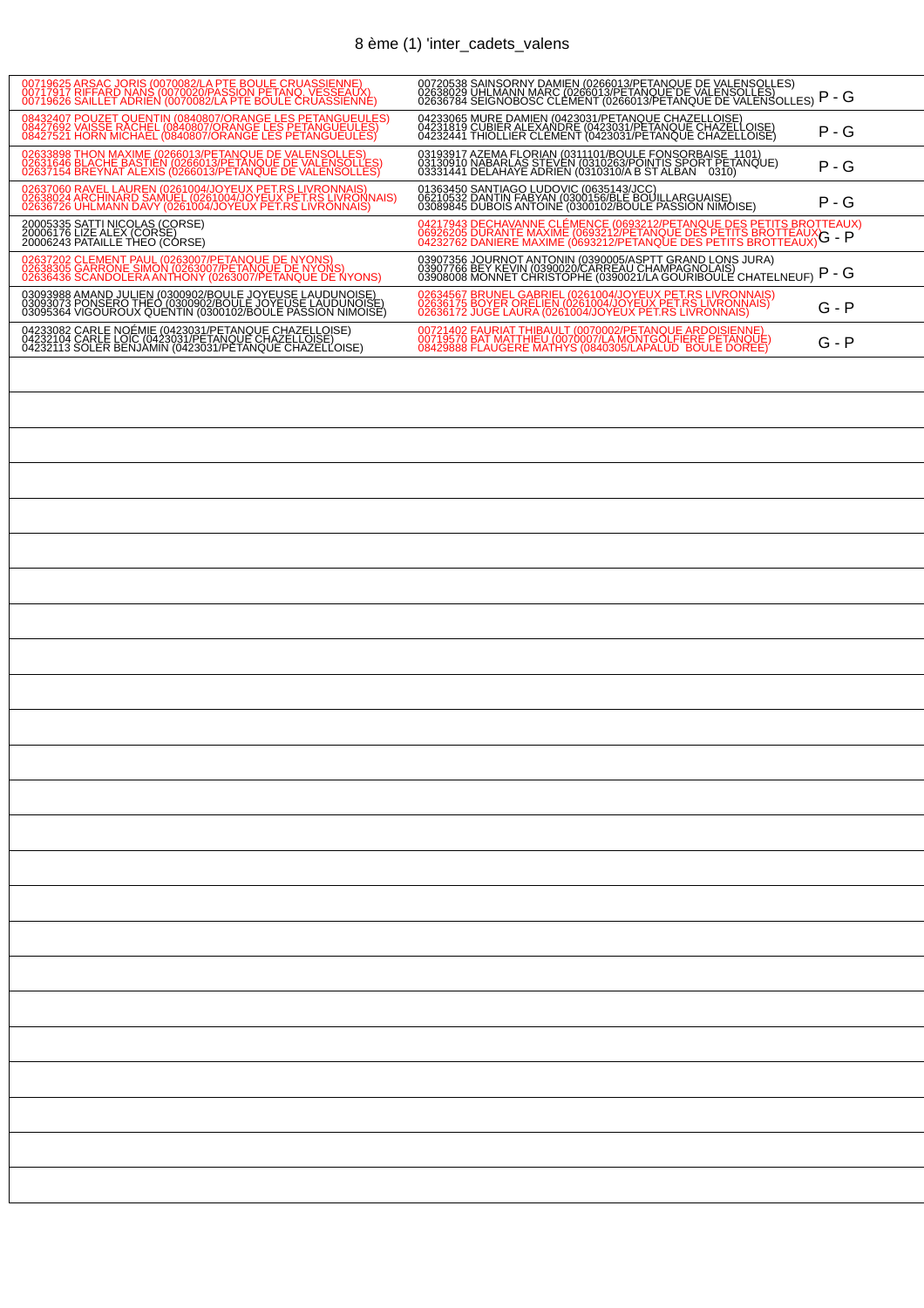8 ème (1) 'inter_cadets_valens

| Équipe 1 | Équipe 2 | Résultat |
|---|---|---|
| 00719625 ARSAC JORIS (0070082/LA PTE BOULE CRUASSIENNE)<br>00717917 RIFFARD NANS (0070020/PASSION PETANQ. VESSEAUX)<br>00719626 SAILLET ADRIEN (0070082/LA PTE BOULE CRUASSIENNE) | 00720538 SAINSORNY DAMIEN (0266013/PETANQUE DE VALENSOLLES)<br>02638029 UHLMANN MARC (0266013/PETANQUE DE VALENSOLLES)<br>02636784 SEIGNOBOSC CLÉMENT (0266013/PETANQUE DE VALENSOLLES) | P - G |
| 08432407 POUZET QUENTIN (0840807/ORANGE LES PETANGUEULES)<br>08427692 VAISSE RACHEL (0840807/ORANGE LES PETANGUEULES)<br>08427521 HORN MICHAEL (0840807/ORANGE LES PETANGUEULES) | 04233065 MURE DAMIEN (0423031/PETANQUE CHAZELLOISE)<br>04231819 CUBIER ALEXANDRE (0423031/PETANQUE CHAZELLOISE)<br>04232441 THIOLLIER CLÉMENT (0423031/PETANQUE CHAZELLOISE) | P - G |
| 02633898 THON MAXIME (0266013/PETANQUE DE VALENSOLLES)<br>02631646 BLACHE BASTIEN (0266013/PETANQUE DE VALENSOLLES)<br>02637154 BREYNAT ALEXIS (0266013/PETANQUE DE VALENSOLLES) | 03193917 AZEMA FLORIAN (0311101/BOULE FONSORBAISE 1101)<br>03130910 NABARLAS STEVEN (0310263/POINTIS SPORT PETANQUE)<br>03331441 DELAHAYE ADRIEN (0310310/A B ST ALBAN 0310) | P - G |
| 02637060 RAVEL LAUREN (0261004/JOYEUX PET.RS LIVRONNAIS)<br>02638024 ARCHINARD SAMUEL (0261004/JOYEUX PET.RS LIVRONNAIS)<br>02636726 UHLMANN DAVY (0261004/JOYEUX PET.RS LIVRONNAIS) | 01363450 SANTIAGO LUDOVIC (0635143/JCC)<br>06210532 DANTIN FABYAN (0300156/BLE BOUILLARGUAISE)<br>03089845 DUBOIS ANTOINE (0300102/BOULE PASSION NIMOISE) | P - G |
| 20005335 SATTI NICOLAS (CORSE)<br>20006176 LIZE ALEX (CORSE)<br>20006243 PATAILLE THEO (CORSE) | 04217943 DECHAVANNE CLÉMENCE (0693212/PETANQUE DES PETITS BROTTEAUX)<br>06926205 DURANTE MAXIME (0693212/PETANQUE DES PETITS BROTTEAUX)<br>04232762 DANIERE MAXIME (0693212/PETANQUE DES PETITS BROTTEAUX) | G - P |
| 02637202 CLEMENT PAUL (0263007/PETANQUE DE NYONS)<br>02638305 GARRONE SIMON (0263007/PETANQUE DE NYONS)<br>02636436 SCANDOLERA ANTHONY (0263007/PETANQUE DE NYONS) | 03907356 JOURNOT ANTONIN (0390005/ASPTT GRAND LONS JURA)<br>03907766 BEY KEVIN (0390020/CARREAU CHAMPAGNOLAIS)<br>03908008 MONNET CHRISTOPHE (0390021/LA GOURIBOULE CHATELNEUF) | P - G |
| 03093988 AMAND JULIEN (0300902/BOULE JOYEUSE LAUDUNOISE)<br>03093073 PONSERO THEO (0300902/BOULE JOYEUSE LAUDUNOISE)<br>03095364 VIGOUROUX QUENTIN (0300102/BOULE PASSION NIMOISE) | 02634567 BRUNEL GABRIEL (0261004/JOYEUX PET.RS LIVRONNAIS)<br>02636175 BOYER ORELIEN (0261004/JOYEUX PET.RS LIVRONNAIS)<br>02636172 JUGE LAURA (0261004/JOYEUX PET.RS LIVRONNAIS) | G - P |
| 04233082 CARLE NOÉMIE (0423031/PETANQUE CHAZELLOISE)<br>04232104 CARLE LOIC (0423031/PETANQUE CHAZELLOISE)<br>04232113 SOLER BENJAMIN (0423031/PETANQUE CHAZELLOISE) | 00721402 FAURIAT THIBAULT (0070002/PETANQUE ARDOISIENNE)<br>00719570 BAT MATTHIEU (0070007/LA MONTGOLFIERE PETANQUE)<br>08429888 FLAUGERE MATHYS (0840305/LAPALUD BOULE DOREE) | G - P |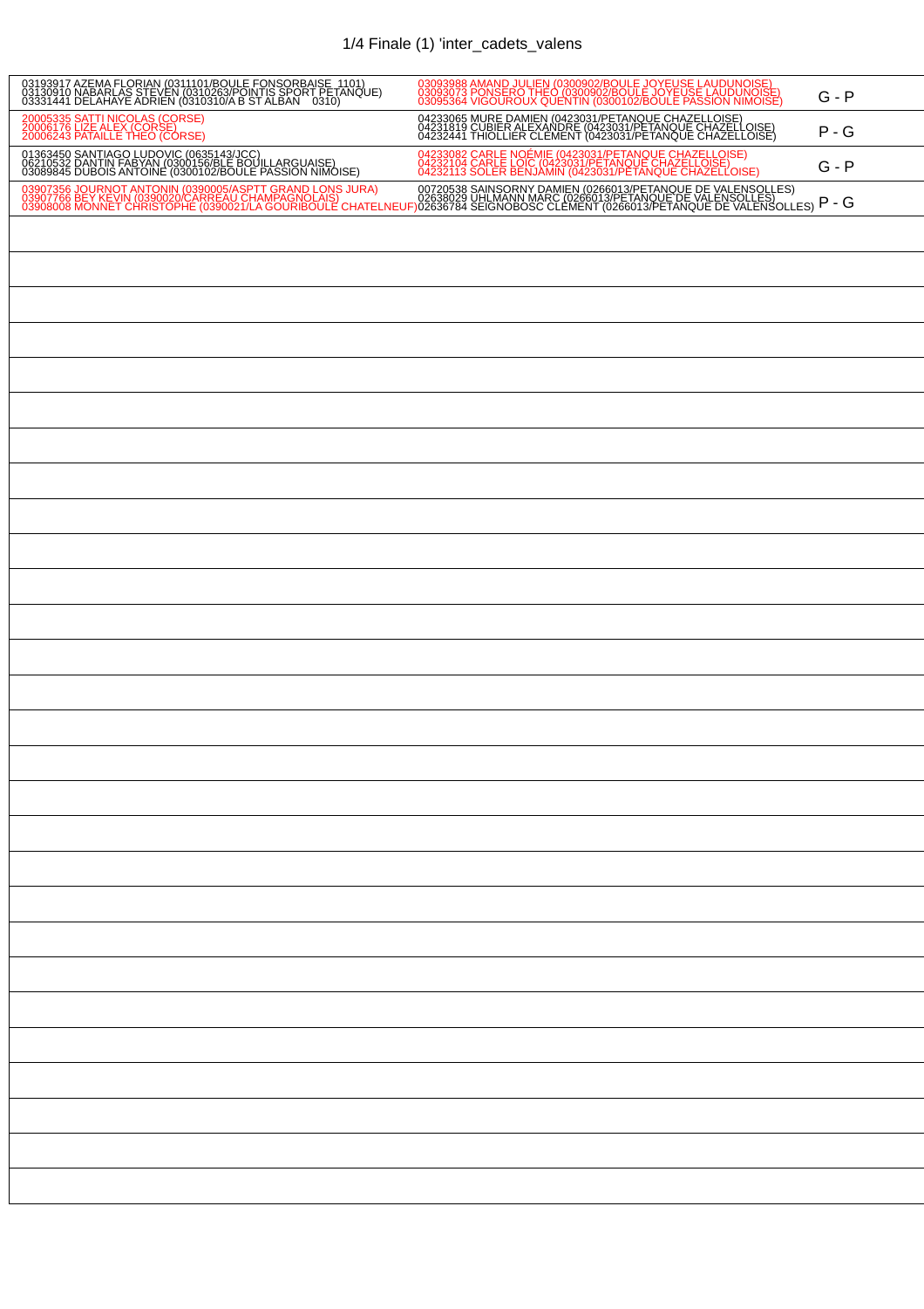# 1/4 Finale (1) 'inter_cadets_valens

| Équipe 1 | Équipe 2 | Résultat |
|---|---|---|
| 03193917 AZEMA FLORIAN (0311101/BOULE FONSORBAISE 1101)<br>03130910 NABARLAS STEVEN (0310263/POINTIS SPORT PETANQUE)<br>03331441 DELAHAYE ADRIEN (0310310/A B ST ALBAN 0310) | 03093988 AMAND JULIEN (0300902/BOULE JOYEUSE LAUDUNOISE)<br>03093073 PONSERO THEO (0300902/BOULE JOYEUSE LAUDUNOISE)<br>03095364 VIGOUROUX QUENTIN (0300102/BOULE PASSION NIMOISE) | G - P |
| 20005335 SATTI NICOLAS (CORSE)<br>20006176 LIZE ALEX (CORSE)<br>20006243 PATAILLE THEO (CORSE) | 04233065 MURE DAMIEN (0423031/PETANQUE CHAZELLOISE)<br>04231819 CUBIER ALEXANDRE (0423031/PETANQUE CHAZELLOISE)<br>04232441 THIOLLIER CLEMENT (0423031/PETANQUE CHAZELLOISE) | P - G |
| 01363450 SANTIAGO LUDOVIC (0635143/JCC)<br>06210532 DANTIN FABYAN (0300156/BLE BOUILLARGUAISE)<br>03089845 DUBOIS ANTOINE (0300102/BOULE PASSION NIMOISE) | 04233082 CARLE NOEMIE (0423031/PETANQUE CHAZELLOISE)<br>04232104 CARLE LOIC (0423031/PETANQUE CHAZELLOISE)<br>04232113 SOLER BENJAMIN (0423031/PETANQUE CHAZELLOISE) | G - P |
| 03907356 JOURNOT ANTONIN (0390005/ASPTT GRAND LONS JURA)<br>03907766 BEY KEVIN (0390020/CARREAU CHAMPAGNOLAIS)<br>03908008 MONNET CHRISTOPHE (0390021/LA GOURIBOULE CHATELNEUF) | 00720538 SAINSORNY DAMIEN (0266013/PETANQUE DE VALENSOLLES)<br>02638029 UHLMANN MARC (0266013/PETANQUE DE VALENSOLLES)<br>02636784 SEIGNOBOSC CLEMENT (0266013/PETANQUE DE VALENSOLLES) | P - G |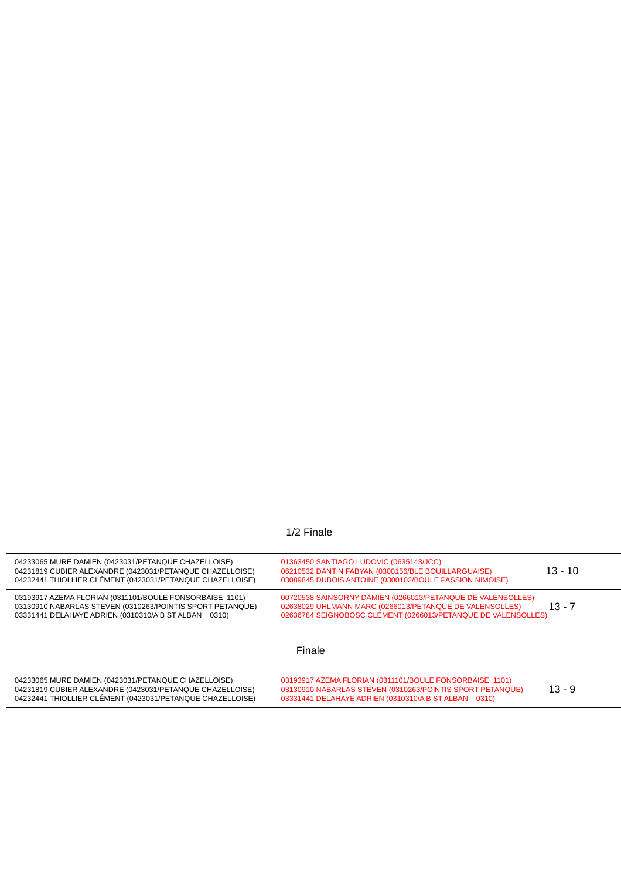## 1/2 Finale

| | | |
|---|---|---|
| 04233065 MURE DAMIEN (0423031/PETANQUE CHAZELLOISE)<br>04231819 CUBIER ALEXANDRE (0423031/PETANQUE CHAZELLOISE)<br>04232441 THIOLLIER CLÉMENT (0423031/PETANQUE CHAZELLOISE) | 01363450 SANTIAGO LUDOVIC (0635143/JCC)<br>06210532 DANTIN FABYAN (0300156/BLE BOUILLARGUAISE)<br>03089845 DUBOIS ANTOINE (0300102/BOULE PASSION NIMOISE) | 13 - 10 |
| 03193917 AZEMA FLORIAN (0311101/BOULE FONSORBAISE 1101)<br>03130910 NABARLAS STEVEN (0310263/POINTIS SPORT PETANQUE)<br>03331441 DELAHAYE ADRIEN (0310310/A B ST ALBAN 0310) | 00720538 SAINSORNY DAMIEN (0266013/PETANQUE DE VALENSOLLES)<br>02638029 UHLMANN MARC (0266013/PETANQUE DE VALENSOLLES)<br>02636784 SEIGNOBOSC CLÉMENT (0266013/PETANQUE DE VALENSOLLES) | 13 - 7 |

## Finale

| | | |
|---|---|---|
| 04233065 MURE DAMIEN (0423031/PETANQUE CHAZELLOISE)<br>04231819 CUBIER ALEXANDRE (0423031/PETANQUE CHAZELLOISE)<br>04232441 THIOLLIER CLÉMENT (0423031/PETANQUE CHAZELLOISE) | 03193917 AZEMA FLORIAN (0311101/BOULE FONSORBAISE 1101)<br>03130910 NABARLAS STEVEN (0310263/POINTIS SPORT PETANQUE)<br>03331441 DELAHAYE ADRIEN (0310310/A B ST ALBAN 0310) | 13 - 9 |